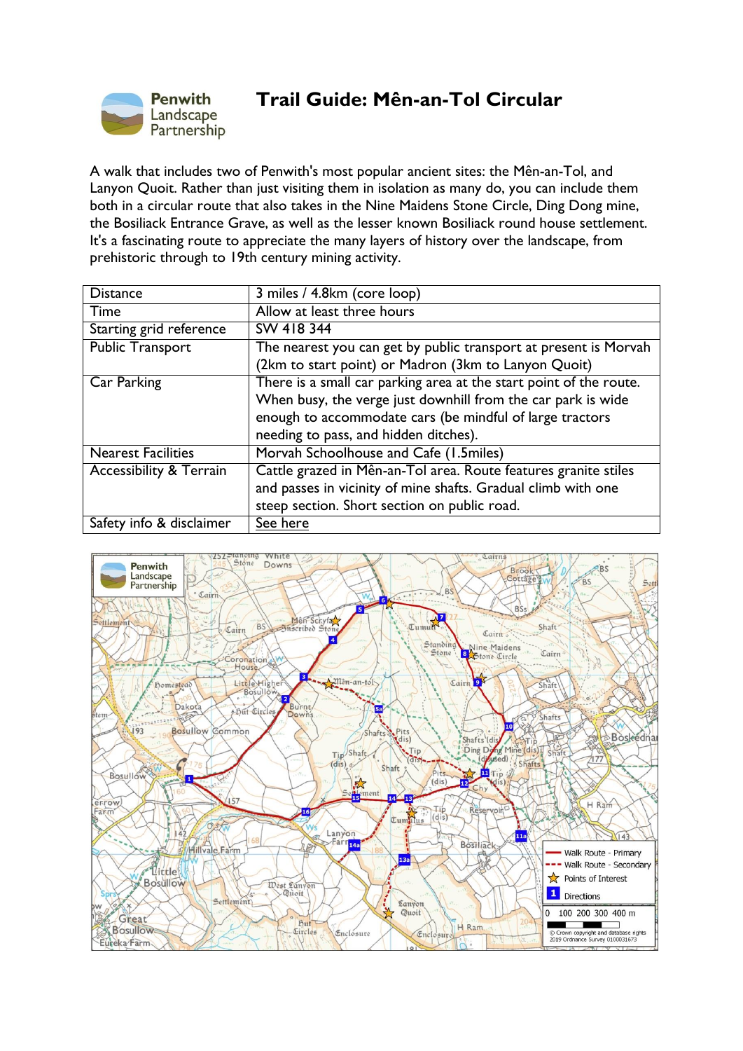# Trail Guide: Mên-an-Tol Circular

A walk that includes two of Penwith's most popular ancient sites: the Mên-an-Tol, and Lanyon Quoit. Rather than just visiting them in isolation as many do, you can include them both in a circular route that also takes in the Nine Maidens Stone Circle, Ding Dong mine, the Bosiliack Entrance Grave, as well as the lesser known Bosiliack round house settlement. It's a fascinating route to appreciate the many layers of history over the landscape, from prehistoric through to 19th century mining activity.

| Distance | 3 miles / 4.8km (core loop) |
| --- | --- |
| Time | Allow at least three hours |
| Starting grid reference | SW 418 344 |
| Public Transport | The nearest you can get by public transport at present is Morvah (2km to start point) or Madron (3km to Lanyon Quoit) |
| Car Parking | There is a small car parking area at the start point of the route. When busy, the verge just downhill from the car park is wide enough to accommodate cars (be mindful of large tractors needing to pass, and hidden ditches). |
| Nearest Facilities | Morvah Schoolhouse and Cafe (1.5miles) |
| Accessibility & Terrain | Cattle grazed in Mên-an-Tol area. Route features granite stiles and passes in vicinity of mine shafts. Gradual climb with one steep section. Short section on public road. |
| Safety info & disclaimer | See here |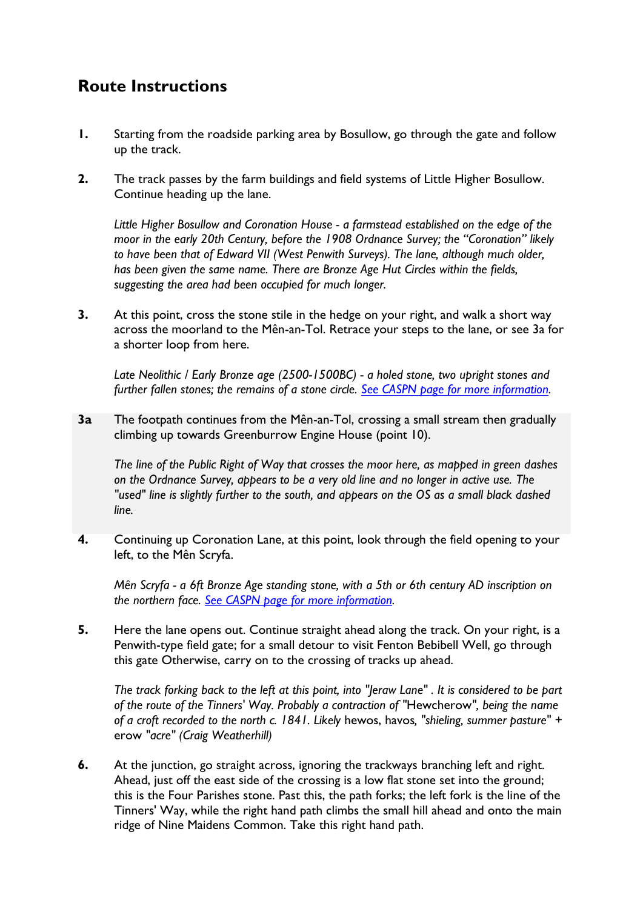## Route Instructions

**1.** Starting from the roadside parking area by Bosullow, go through the gate and follow up the track.

**2.** The track passes by the farm buildings and field systems of Little Higher Bosullow. Continue heading up the lane.

*Little Higher Bosullow and Coronation House - a farmstead established on the edge of the moor in the early 20th Century, before the 1908 Ordnance Survey; the "Coronation" likely to have been that of Edward VII (West Penwith Surveys). The lane, although much older, has been given the same name. There are Bronze Age Hut Circles within the fields, suggesting the area had been occupied for much longer.*

**3.** At this point, cross the stone stile in the hedge on your right, and walk a short way across the moorland to the Mên-an-Tol. Retrace your steps to the lane, or see 3a for a shorter loop from here.

*Late Neolithic / Early Bronze age (2500-1500BC) - a holed stone, two upright stones and further fallen stones; the remains of a stone circle. [See CASPN page for more information](#).*

**3a** The footpath continues from the Mên-an-Tol, crossing a small stream then gradually climbing up towards Greenburrow Engine House (point 10).

*The line of the Public Right of Way that crosses the moor here, as mapped in green dashes on the Ordnance Survey, appears to be a very old line and no longer in active use. The "used" line is slightly further to the south, and appears on the OS as a small black dashed line.*

**4.** Continuing up Coronation Lane, at this point, look through the field opening to your left, to the Mên Scryfa.

*Mên Scryfa - a 6ft Bronze Age standing stone, with a 5th or 6th century AD inscription on the northern face. [See CASPN page for more information](#).*

**5.** Here the lane opens out. Continue straight ahead along the track. On your right, is a Penwith-type field gate; for a small detour to visit Fenton Bebibell Well, go through this gate Otherwise, carry on to the crossing of tracks up ahead.

*The track forking back to the left at this point, into "Jeraw Lane" . It is considered to be part of the route of the Tinners' Way. Probably a contraction of* "Hewcherow"*, being the name of a croft recorded to the north c. 1841. Likely* hewos, havos*, "shieling, summer pasture"* + erow *"acre" (Craig Weatherhill)*

**6.** At the junction, go straight across, ignoring the trackways branching left and right. Ahead, just off the east side of the crossing is a low flat stone set into the ground; this is the Four Parishes stone. Past this, the path forks; the left fork is the line of the Tinners' Way, while the right hand path climbs the small hill ahead and onto the main ridge of Nine Maidens Common. Take this right hand path.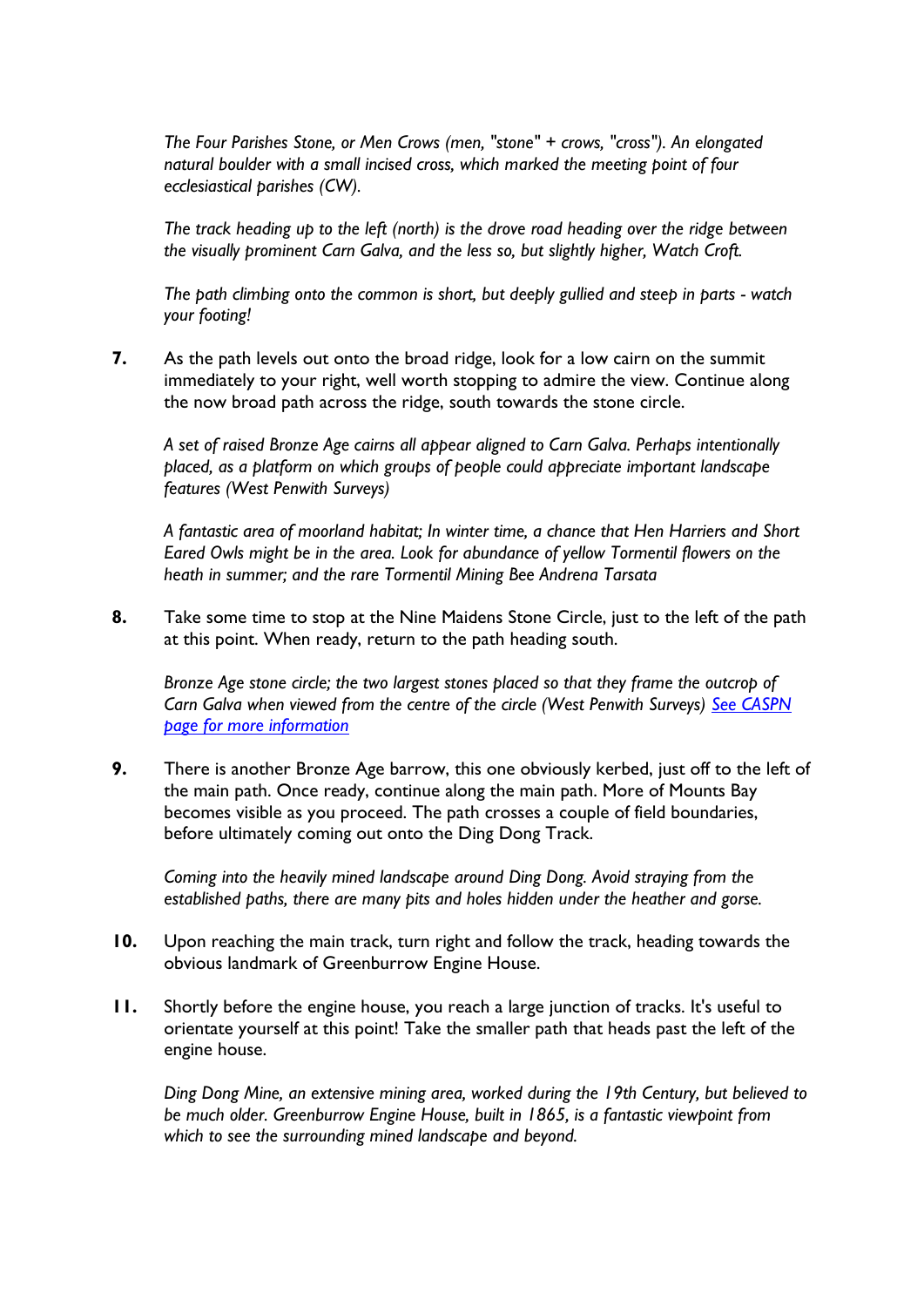*The Four Parishes Stone, or Men Crows (men, "stone" + crows, "cross"). An elongated natural boulder with a small incised cross, which marked the meeting point of four ecclesiastical parishes (CW).*

*The track heading up to the left (north) is the drove road heading over the ridge between the visually prominent Carn Galva, and the less so, but slightly higher, Watch Croft.*

*The path climbing onto the common is short, but deeply gullied and steep in parts - watch your footing!*

**7.** As the path levels out onto the broad ridge, look for a low cairn on the summit immediately to your right, well worth stopping to admire the view. Continue along the now broad path across the ridge, south towards the stone circle.

*A set of raised Bronze Age cairns all appear aligned to Carn Galva. Perhaps intentionally placed, as a platform on which groups of people could appreciate important landscape features (West Penwith Surveys)*

*A fantastic area of moorland habitat; In winter time, a chance that Hen Harriers and Short Eared Owls might be in the area. Look for abundance of yellow Tormentil flowers on the heath in summer; and the rare Tormentil Mining Bee Andrena Tarsata*

**8.** Take some time to stop at the Nine Maidens Stone Circle, just to the left of the path at this point. When ready, return to the path heading south.

*Bronze Age stone circle; the two largest stones placed so that they frame the outcrop of Carn Galva when viewed from the centre of the circle (West Penwith Surveys) See CASPN page for more information*

**9.** There is another Bronze Age barrow, this one obviously kerbed, just off to the left of the main path. Once ready, continue along the main path. More of Mounts Bay becomes visible as you proceed. The path crosses a couple of field boundaries, before ultimately coming out onto the Ding Dong Track.

*Coming into the heavily mined landscape around Ding Dong. Avoid straying from the established paths, there are many pits and holes hidden under the heather and gorse.*

**10.** Upon reaching the main track, turn right and follow the track, heading towards the obvious landmark of Greenburrow Engine House.

**11.** Shortly before the engine house, you reach a large junction of tracks. It's useful to orientate yourself at this point! Take the smaller path that heads past the left of the engine house.

*Ding Dong Mine, an extensive mining area, worked during the 19th Century, but believed to be much older. Greenburrow Engine House, built in 1865, is a fantastic viewpoint from which to see the surrounding mined landscape and beyond.*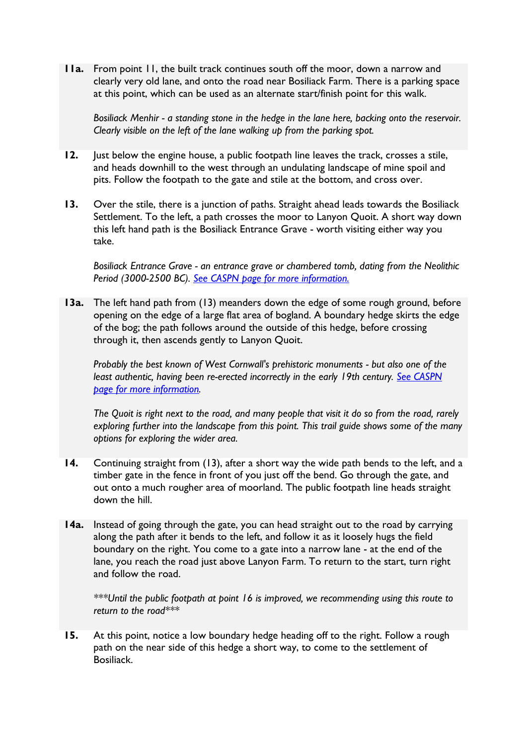**11a.** From point 11, the built track continues south off the moor, down a narrow and clearly very old lane, and onto the road near Bosiliack Farm. There is a parking space at this point, which can be used as an alternate start/finish point for this walk.

*Bosiliack Menhir - a standing stone in the hedge in the lane here, backing onto the reservoir. Clearly visible on the left of the lane walking up from the parking spot.*

**12.** Just below the engine house, a public footpath line leaves the track, crosses a stile, and heads downhill to the west through an undulating landscape of mine spoil and pits. Follow the footpath to the gate and stile at the bottom, and cross over.

**13.** Over the stile, there is a junction of paths. Straight ahead leads towards the Bosiliack Settlement. To the left, a path crosses the moor to Lanyon Quoit. A short way down this left hand path is the Bosiliack Entrance Grave - worth visiting either way you take.

*Bosiliack Entrance Grave - an entrance grave or chambered tomb, dating from the Neolithic Period (3000-2500 BC). See CASPN page for more information.*

**13a.** The left hand path from (13) meanders down the edge of some rough ground, before opening on the edge of a large flat area of bogland. A boundary hedge skirts the edge of the bog; the path follows around the outside of this hedge, before crossing through it, then ascends gently to Lanyon Quoit.

*Probably the best known of West Cornwall's prehistoric monuments - but also one of the least authentic, having been re-erected incorrectly in the early 19th century. See CASPN page for more information.*

*The Quoit is right next to the road, and many people that visit it do so from the road, rarely exploring further into the landscape from this point. This trail guide shows some of the many options for exploring the wider area.*

**14.** Continuing straight from (13), after a short way the wide path bends to the left, and a timber gate in the fence in front of you just off the bend. Go through the gate, and out onto a much rougher area of moorland. The public footpath line heads straight down the hill.

**14a.** Instead of going through the gate, you can head straight out to the road by carrying along the path after it bends to the left, and follow it as it loosely hugs the field boundary on the right. You come to a gate into a narrow lane - at the end of the lane, you reach the road just above Lanyon Farm. To return to the start, turn right and follow the road.

****Until the public footpath at point 16 is improved, we recommending using this route to return to the road****

**15.** At this point, notice a low boundary hedge heading off to the right. Follow a rough path on the near side of this hedge a short way, to come to the settlement of Bosiliack.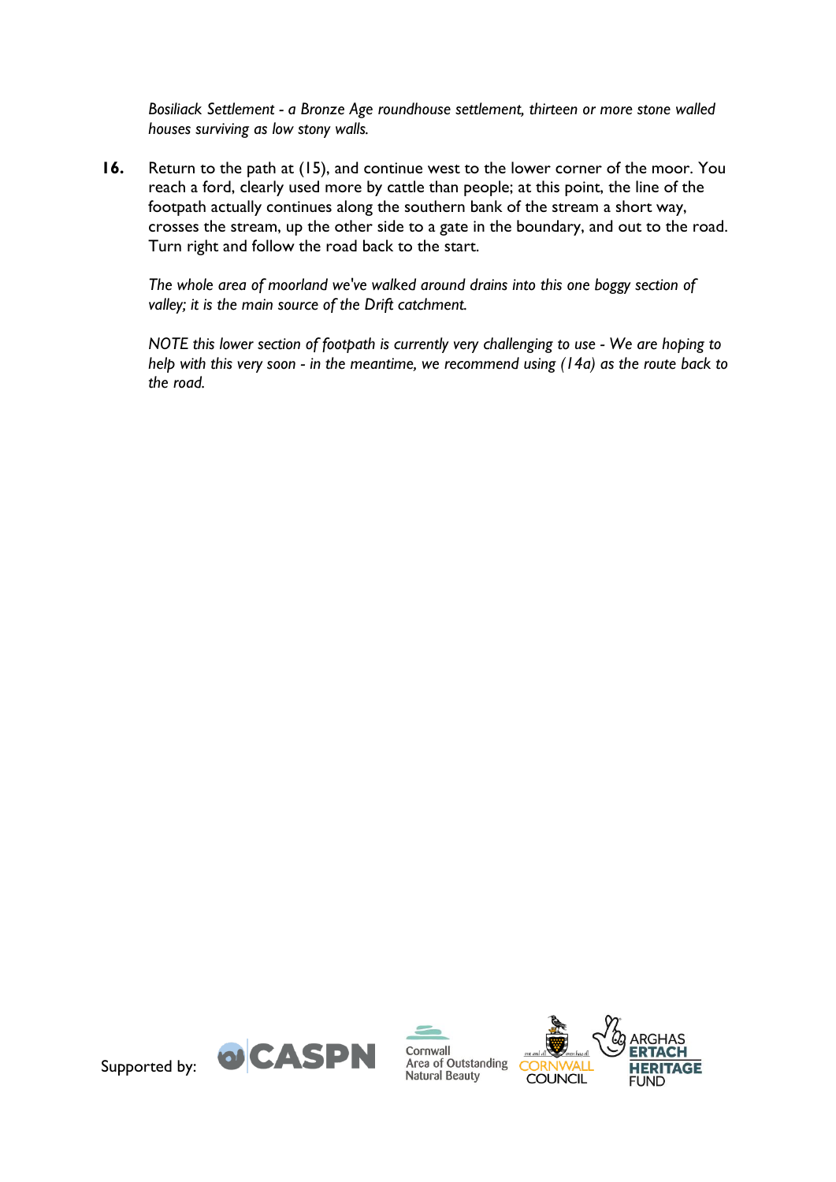*Bosiliack Settlement - a Bronze Age roundhouse settlement, thirteen or more stone walled houses surviving as low stony walls.*

**16.** Return to the path at (15), and continue west to the lower corner of the moor. You reach a ford, clearly used more by cattle than people; at this point, the line of the footpath actually continues along the southern bank of the stream a short way, crosses the stream, up the other side to a gate in the boundary, and out to the road. Turn right and follow the road back to the start.

*The whole area of moorland we've walked around drains into this one boggy section of valley; it is the main source of the Drift catchment.*

*NOTE this lower section of footpath is currently very challenging to use - We are hoping to help with this very soon - in the meantime, we recommend using (14a) as the route back to the road.*

Supported by: CASPN, Cornwall Area of Outstanding Natural Beauty, Cornwall Council, Arghas Ertach Heritage Fund